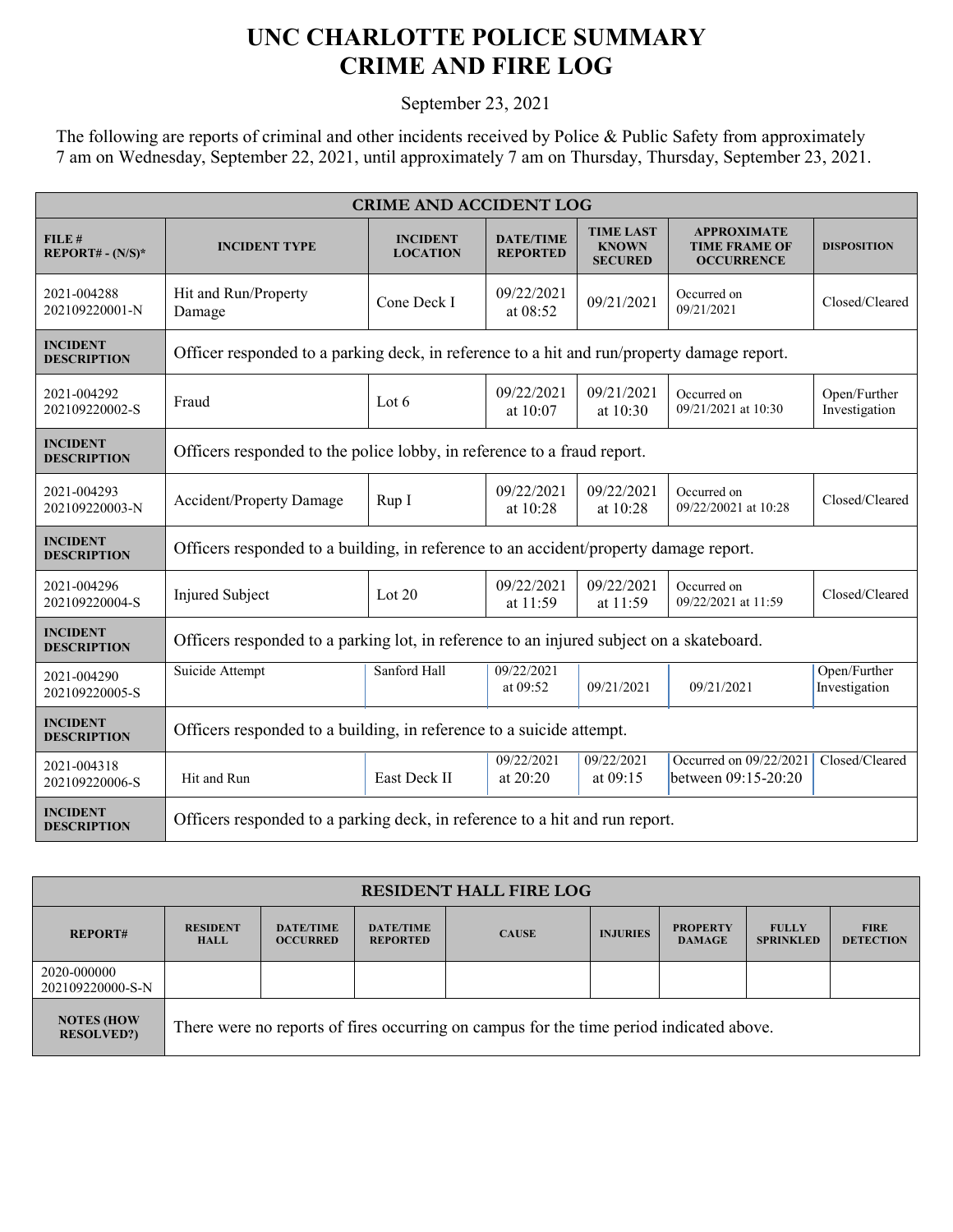# UNC CHARLOTTE POLICE SUMMARY
# CRIME AND FIRE LOG

September 23, 2021

The following are reports of criminal and other incidents received by Police & Public Safety from approximately 7 am on Wednesday, September 22, 2021, until approximately 7 am on Thursday, Thursday, September 23, 2021.

| CRIME AND ACCIDENT LOG | | | | | | |
|---|---|---|---|---|---|---|
| **FILE # REPORT# - (N/S)*** | **INCIDENT TYPE** | **INCIDENT LOCATION** | **DATE/TIME REPORTED** | **TIME LAST KNOWN SECURED** | **APPROXIMATE TIME FRAME OF OCCURRENCE** | **DISPOSITION** |
| 2021-004288 202109220001-N | Hit and Run/Property Damage | Cone Deck I | 09/22/2021 at 08:52 | 09/21/2021 | Occurred on 09/21/2021 | Closed/Cleared |
| **INCIDENT DESCRIPTION** | Officer responded to a parking deck, in reference to a hit and run/property damage report. | | | | | |
| 2021-004292 202109220002-S | Fraud | Lot 6 | 09/22/2021 at 10:07 | 09/21/2021 at 10:30 | Occurred on 09/21/2021 at 10:30 | Open/Further Investigation |
| **INCIDENT DESCRIPTION** | Officers responded to the police lobby, in reference to a fraud report. | | | | | |
| 2021-004293 202109220003-N | Accident/Property Damage | Rup I | 09/22/2021 at 10:28 | 09/22/2021 at 10:28 | Occurred on 09/22/20021 at 10:28 | Closed/Cleared |
| **INCIDENT DESCRIPTION** | Officers responded to a building, in reference to an accident/property damage report. | | | | | |
| 2021-004296 202109220004-S | Injured Subject | Lot 20 | 09/22/2021 at 11:59 | 09/22/2021 at 11:59 | Occurred on 09/22/2021 at 11:59 | Closed/Cleared |
| **INCIDENT DESCRIPTION** | Officers responded to a parking lot, in reference to an injured subject on a skateboard. | | | | | |
| 2021-004290 202109220005-S | Suicide Attempt | Sanford Hall | 09/22/2021 at 09:52 | 09/21/2021 | 09/21/2021 | Open/Further Investigation |
| **INCIDENT DESCRIPTION** | Officers responded to a building, in reference to a suicide attempt. | | | | | |
| 2021-004318 202109220006-S | Hit and Run | East Deck II | 09/22/2021 at 20:20 | 09/22/2021 at 09:15 | Occurred on 09/22/2021 between 09:15-20:20 | Closed/Cleared |
| **INCIDENT DESCRIPTION** | Officers responded to a parking deck, in reference to a hit and run report. | | | | | |

| RESIDENT HALL FIRE LOG | | | | | | | | |
|---|---|---|---|---|---|---|---|---|
| **REPORT#** | **RESIDENT HALL** | **DATE/TIME OCCURRED** | **DATE/TIME REPORTED** | **CAUSE** | **INJURIES** | **PROPERTY DAMAGE** | **FULLY SPRINKLED** | **FIRE DETECTION** |
| 2020-000000 202109220000-S-N | | | | | | | | |
| **NOTES (HOW RESOLVED?)** | There were no reports of fires occurring on campus for the time period indicated above. | | | | | | | |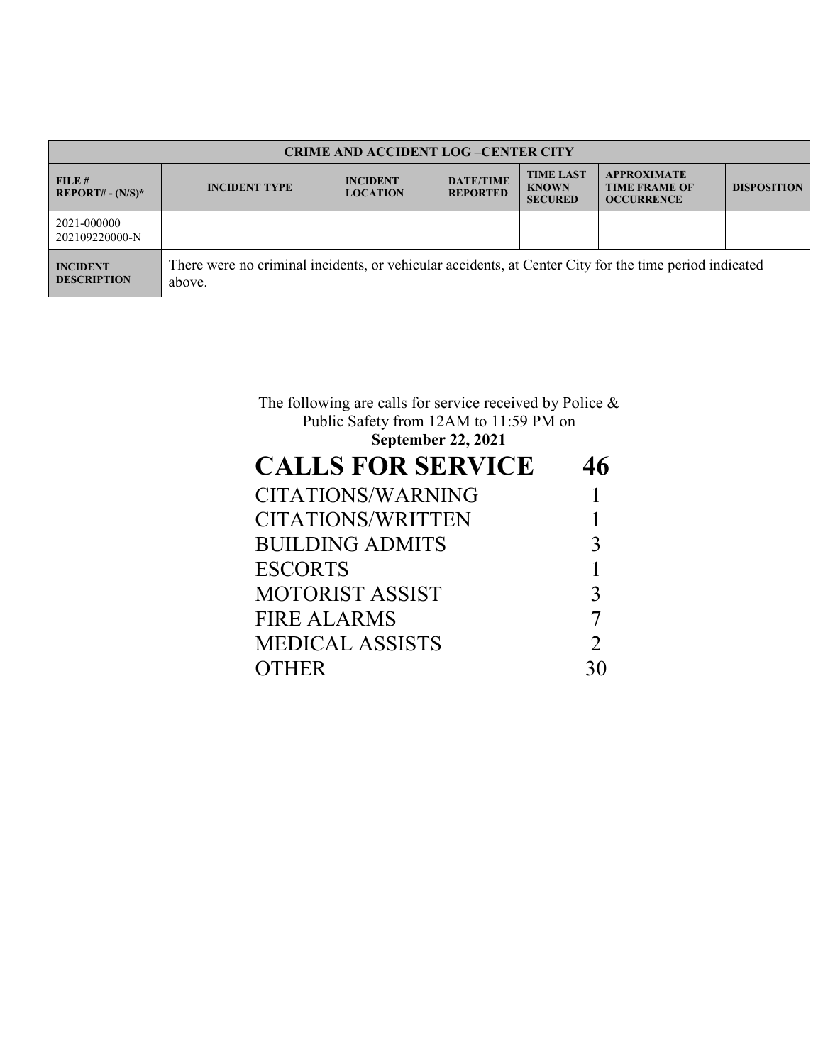| CRIME AND ACCIDENT LOG –CENTER CITY | | | | | | |
|---|---|---|---|---|---|---|
| **FILE # REPORT# - (N/S)*** | **INCIDENT TYPE** | **INCIDENT LOCATION** | **DATE/TIME REPORTED** | **TIME LAST KNOWN SECURED** | **APPROXIMATE TIME FRAME OF OCCURRENCE** | **DISPOSITION** |
| 2021-000000 202109220000-N | | | | | | |
| **INCIDENT DESCRIPTION** | There were no criminal incidents, or vehicular accidents, at Center City for the time period indicated above. | | | | | |

The following are calls for service received by Police & Public Safety from 12AM to 11:59 PM on

**September 22, 2021**

| | |
|---|---|
| **CALLS FOR SERVICE** | **46** |
| CITATIONS/WARNING | 1 |
| CITATIONS/WRITTEN | 1 |
| BUILDING ADMITS | 3 |
| ESCORTS | 1 |
| MOTORIST ASSIST | 3 |
| FIRE ALARMS | 7 |
| MEDICAL ASSISTS | 2 |
| OTHER | 30 |